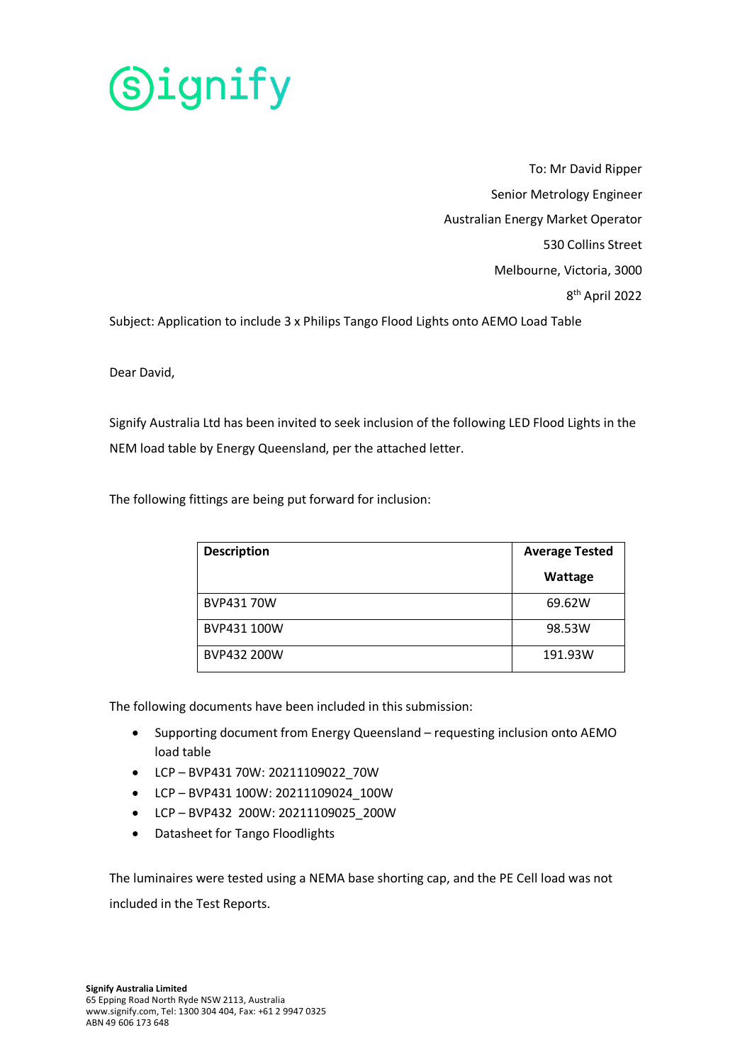To: Mr David Ripper

Senior Metrology Engineer

Australian Energy Market Operator

530 Collins Street

Melbourne, Victoria, 3000

8th April 2022

Subject: Application to include 3 x Philips Tango Flood Lights onto AEMO Load Table

Dear David,

Signify Australia Ltd has been invited to seek inclusion of the following LED Flood Lights in the NEM load table by Energy Queensland, per the attached letter.

The following fittings are being put forward for inclusion:

| Description | Average Tested Wattage |
|---|---|
| BVP431 70W | 69.62W |
| BVP431 100W | 98.53W |
| BVP432 200W | 191.93W |

The following documents have been included in this submission:

- Supporting document from Energy Queensland – requesting inclusion onto AEMO load table
- LCP – BVP431 70W: 20211109022_70W
- LCP – BVP431 100W: 20211109024_100W
- LCP – BVP432 200W: 20211109025_200W
- Datasheet for Tango Floodlights

The luminaires were tested using a NEMA base shorting cap, and the PE Cell load was not included in the Test Reports.

**Signify Australia Limited**
65 Epping Road North Ryde NSW 2113, Australia
www.signify.com, Tel: 1300 304 404, Fax: +61 2 9947 0325
ABN 49 606 173 648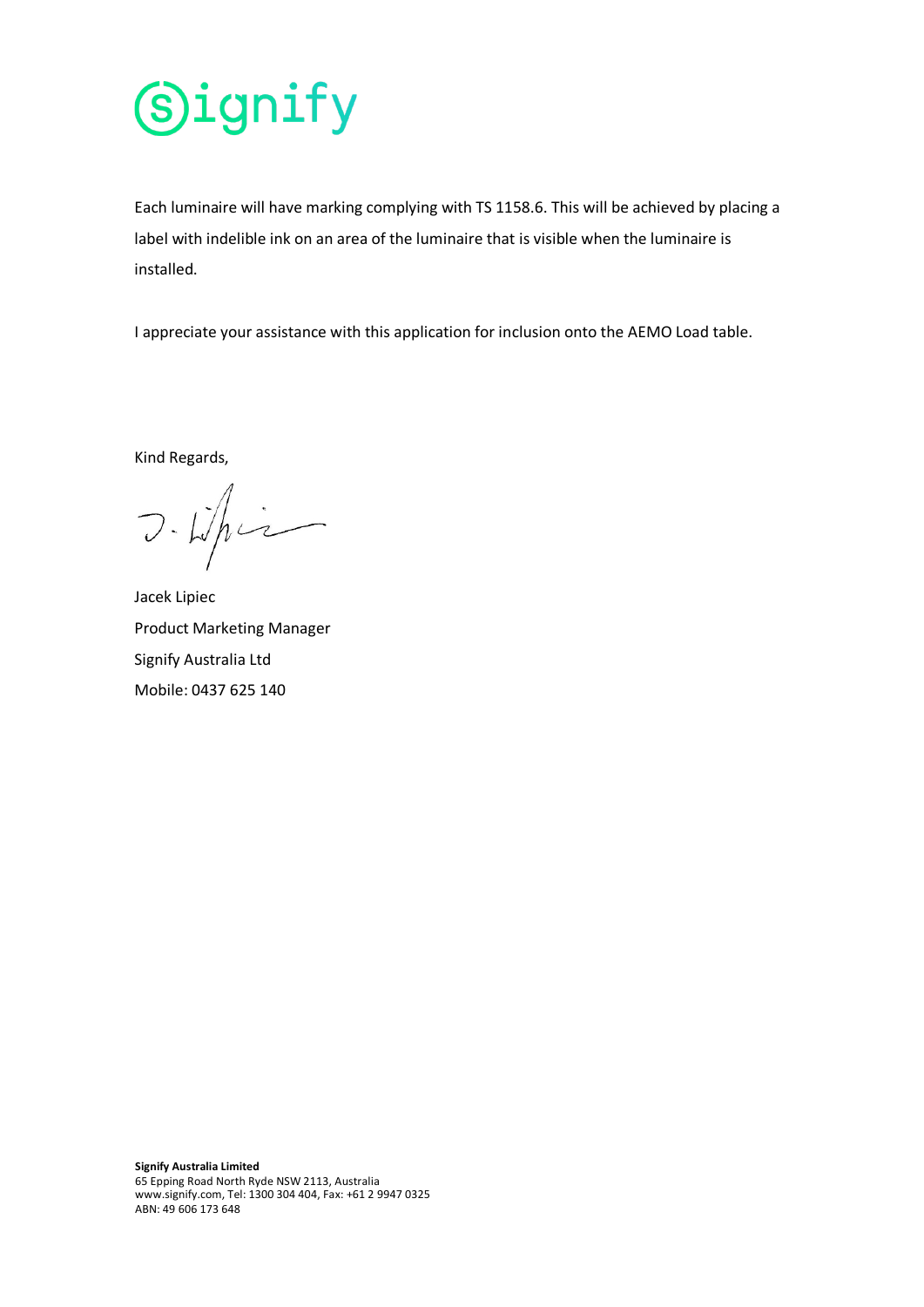Each luminaire will have marking complying with TS 1158.6. This will be achieved by placing a label with indelible ink on an area of the luminaire that is visible when the luminaire is installed.

I appreciate your assistance with this application for inclusion onto the AEMO Load table.

Kind Regards,

Jacek Lipiec
Product Marketing Manager
Signify Australia Ltd
Mobile: 0437 625 140

**Signify Australia Limited**
65 Epping Road North Ryde NSW 2113, Australia
www.signify.com, Tel: 1300 304 404, Fax: +61 2 9947 0325
ABN: 49 606 173 648